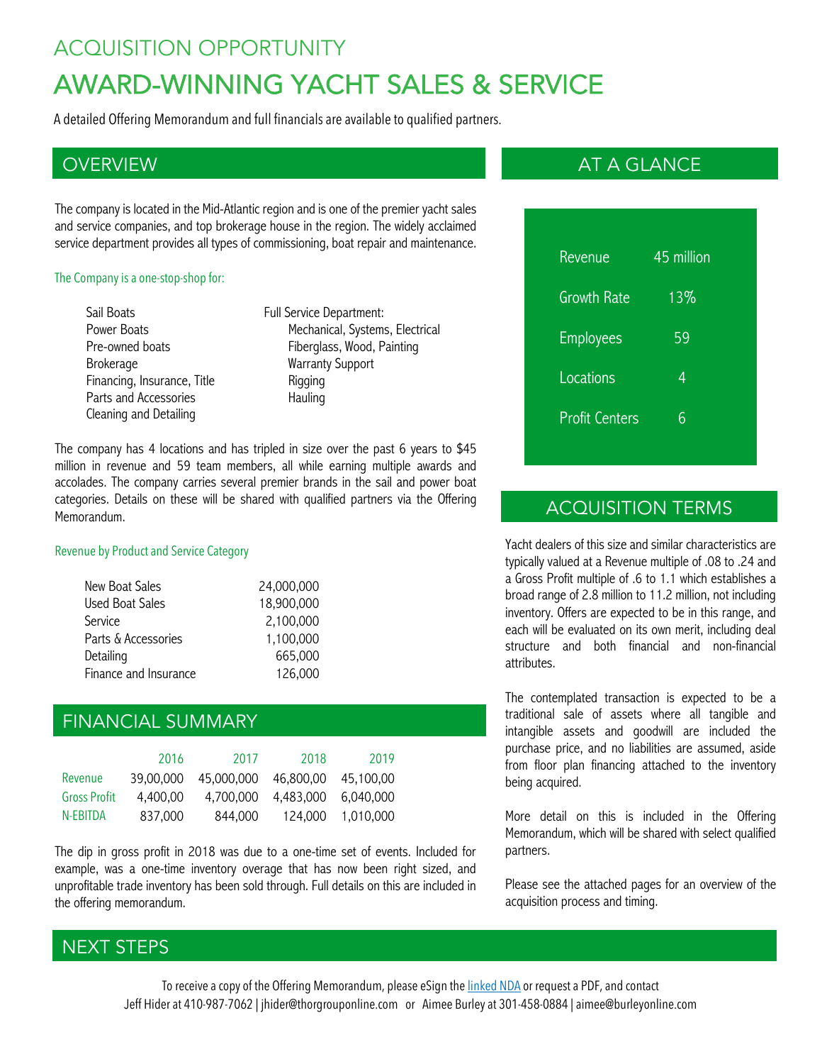# ACQUISITION OPPORTUNITY

# AWARD-WINNING YACHT SALES & SERVICE

A detailed Offering Memorandum and full financials are available to qualified partners.

## OVERVIEW

The company is located in the Mid-Atlantic region and is one of the premier yacht sales and service companies, and top brokerage house in the region. The widely acclaimed service department provides all types of commissioning, boat repair and maintenance.

The Company is a one-stop-shop for:

- Sail Boats
- Power Boats
- Pre-owned boats
- Brokerage
- Financing, Insurance, Title
- Parts and Accessories
- Cleaning and Detailing
- Full Service Department:
  - Mechanical, Systems, Electrical
  - Fiberglass, Wood, Painting
  - Warranty Support
  - Rigging
  - Hauling

The company has 4 locations and has tripled in size over the past 6 years to $45 million in revenue and 59 team members, all while earning multiple awards and accolades. The company carries several premier brands in the sail and power boat categories. Details on these will be shared with qualified partners via the Offering Memorandum.

Revenue by Product and Service Category

| | |
|---|---|
| New Boat Sales | 24,000,000 |
| Used Boat Sales | 18,900,000 |
| Service | 2,100,000 |
| Parts & Accessories | 1,100,000 |
| Detailing | 665,000 |
| Finance and Insurance | 126,000 |

## FINANCIAL SUMMARY

| | 2016 | 2017 | 2018 | 2019 |
|---|---|---|---|---|
| Revenue | 39,00,000 | 45,000,000 | 46,800,00 | 45,100,00 |
| Gross Profit | 4,400,00 | 4,700,000 | 4,483,000 | 6,040,000 |
| N-EBITDA | 837,000 | 844,000 | 124,000 | 1,010,000 |

The dip in gross profit in 2018 was due to a one-time set of events. Included for example, was a one-time inventory overage that has now been right sized, and unprofitable trade inventory has been sold through. Full details on this are included in the offering memorandum.

## AT A GLANCE

| | |
|---|---|
| Revenue | 45 million |
| Growth Rate | 13% |
| Employees | 59 |
| Locations | 4 |
| Profit Centers | 6 |

## ACQUISITION TERMS

Yacht dealers of this size and similar characteristics are typically valued at a Revenue multiple of .08 to .24 and a Gross Profit multiple of .6 to 1.1 which establishes a broad range of 2.8 million to 11.2 million, not including inventory. Offers are expected to be in this range, and each will be evaluated on its own merit, including deal structure and both financial and non-financial attributes.

The contemplated transaction is expected to be a traditional sale of assets where all tangible and intangible assets and goodwill are included the purchase price, and no liabilities are assumed, aside from floor plan financing attached to the inventory being acquired.

More detail on this is included in the Offering Memorandum, which will be shared with select qualified partners.

Please see the attached pages for an overview of the acquisition process and timing.

## NEXT STEPS

To receive a copy of the Offering Memorandum, please eSign the linked NDA or request a PDF, and contact Jeff Hider at 410-987-7062 | jhider@thorgrouponline.com or Aimee Burley at 301-458-0884 | aimee@burleyonline.com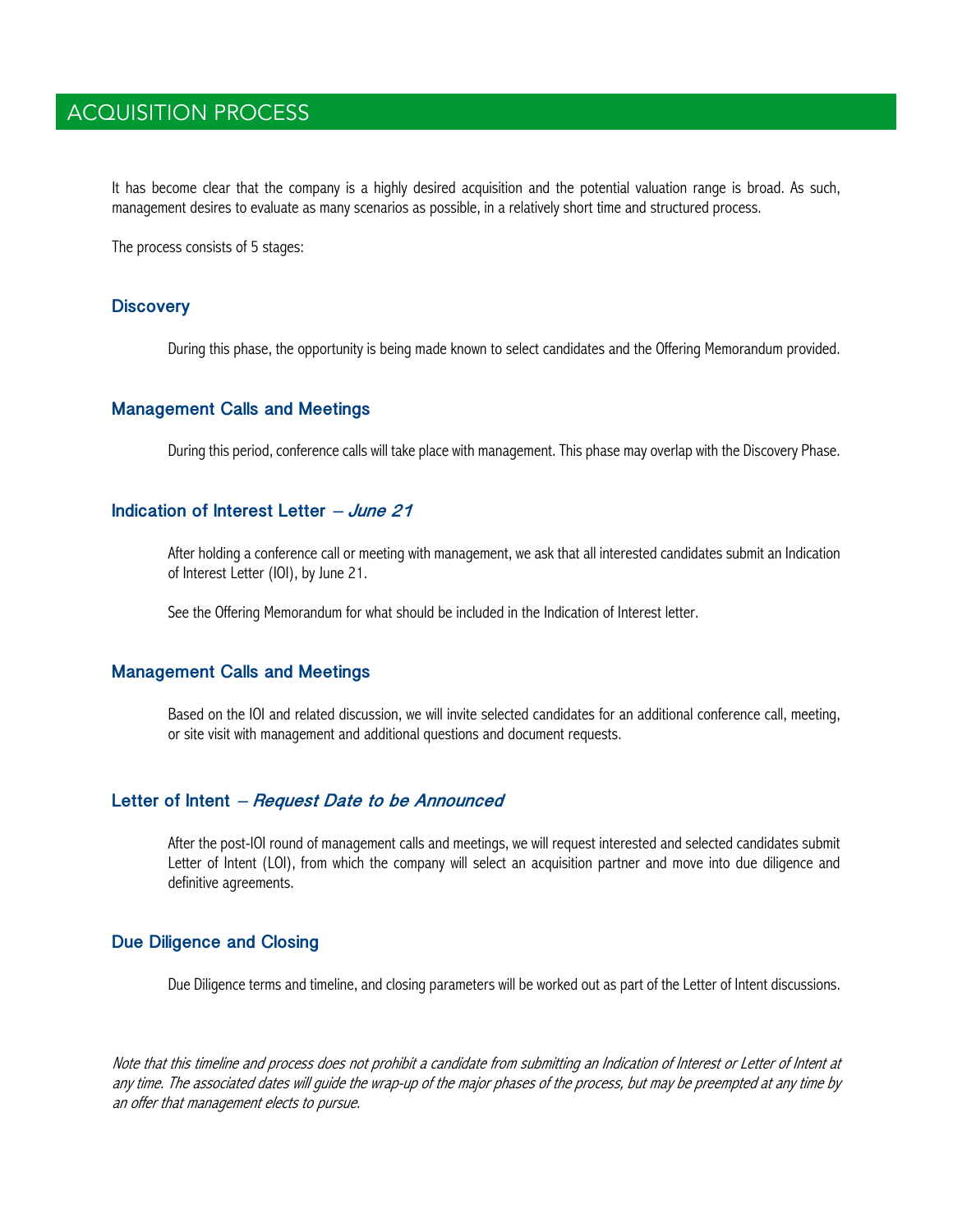# ACQUISITION PROCESS

It has become clear that the company is a highly desired acquisition and the potential valuation range is broad. As such, management desires to evaluate as many scenarios as possible, in a relatively short time and structured process.

The process consists of 5 stages:

### Discovery

During this phase, the opportunity is being made known to select candidates and the Offering Memorandum provided.

### Management Calls and Meetings

During this period, conference calls will take place with management. This phase may overlap with the Discovery Phase.

### Indication of Interest Letter – *June 21*

After holding a conference call or meeting with management, we ask that all interested candidates submit an Indication of Interest Letter (IOI), by June 21.

See the Offering Memorandum for what should be included in the Indication of Interest letter.

### Management Calls and Meetings

Based on the IOI and related discussion, we will invite selected candidates for an additional conference call, meeting, or site visit with management and additional questions and document requests.

### Letter of Intent – *Request Date to be Announced*

After the post-IOI round of management calls and meetings, we will request interested and selected candidates submit Letter of Intent (LOI), from which the company will select an acquisition partner and move into due diligence and definitive agreements.

### Due Diligence and Closing

Due Diligence terms and timeline, and closing parameters will be worked out as part of the Letter of Intent discussions.

*Note that this timeline and process does not prohibit a candidate from submitting an Indication of Interest or Letter of Intent at any time. The associated dates will guide the wrap-up of the major phases of the process, but may be preempted at any time by an offer that management elects to pursue.*